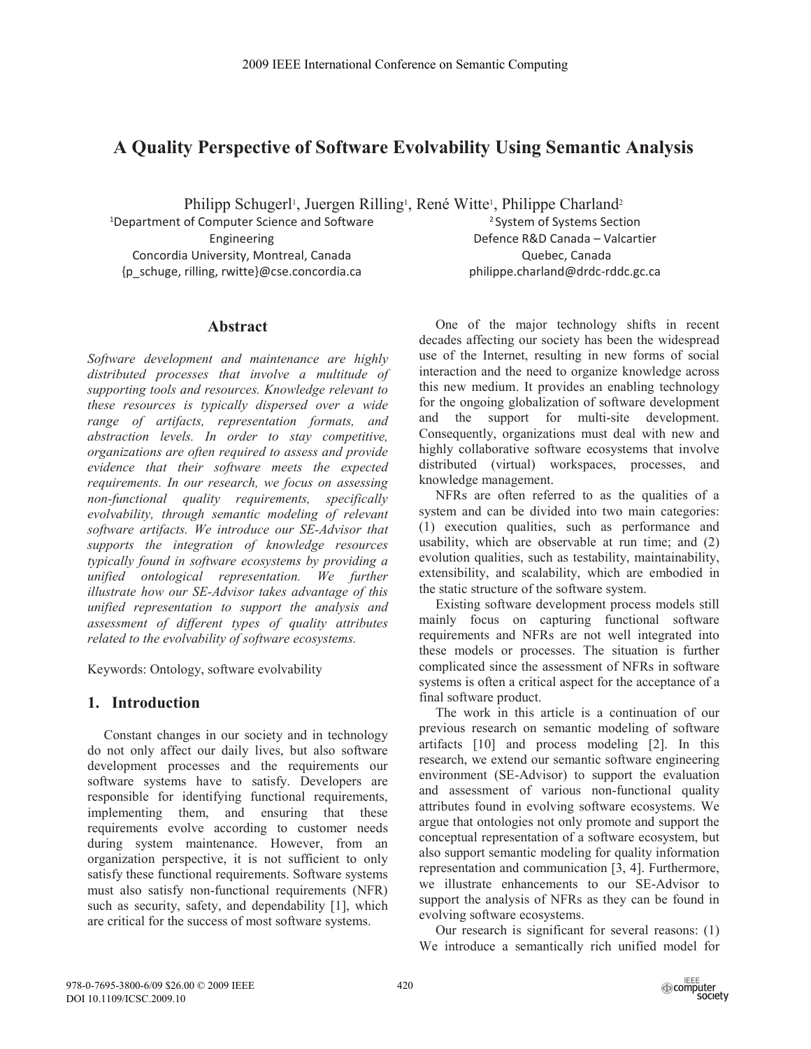# A Quality Perspective of Software Evolvability Using Semantic Analysis

Philipp Schugerl[1], Juergen Rilling[1], René Witte[1], Philippe Charland[2]

[1]Department of Computer Science and Software Engineering
Concordia University, Montreal, Canada
{p_schuge, rilling, rwitte}@cse.concordia.ca

[2] System of Systems Section
Defence R&D Canada – Valcartier
Quebec, Canada
philippe.charland@drdc-rddc.gc.ca

## Abstract

*Software development and maintenance are highly distributed processes that involve a multitude of supporting tools and resources. Knowledge relevant to these resources is typically dispersed over a wide range of artifacts, representation formats, and abstraction levels. In order to stay competitive, organizations are often required to assess and provide evidence that their software meets the expected requirements. In our research, we focus on assessing non-functional quality requirements, specifically evolvability, through semantic modeling of relevant software artifacts. We introduce our SE-Advisor that supports the integration of knowledge resources typically found in software ecosystems by providing a unified ontological representation. We further illustrate how our SE-Advisor takes advantage of this unified representation to support the analysis and assessment of different types of quality attributes related to the evolvability of software ecosystems.*

Keywords: Ontology, software evolvability

## 1. Introduction

Constant changes in our society and in technology do not only affect our daily lives, but also software development processes and the requirements our software systems have to satisfy. Developers are responsible for identifying functional requirements, implementing them, and ensuring that these requirements evolve according to customer needs during system maintenance. However, from an organization perspective, it is not sufficient to only satisfy these functional requirements. Software systems must also satisfy non-functional requirements (NFR) such as security, safety, and dependability [1], which are critical for the success of most software systems.

One of the major technology shifts in recent decades affecting our society has been the widespread use of the Internet, resulting in new forms of social interaction and the need to organize knowledge across this new medium. It provides an enabling technology for the ongoing globalization of software development and the support for multi-site development. Consequently, organizations must deal with new and highly collaborative software ecosystems that involve distributed (virtual) workspaces, processes, and knowledge management.

NFRs are often referred to as the qualities of a system and can be divided into two main categories: (1) execution qualities, such as performance and usability, which are observable at run time; and (2) evolution qualities, such as testability, maintainability, extensibility, and scalability, which are embodied in the static structure of the software system.

Existing software development process models still mainly focus on capturing functional software requirements and NFRs are not well integrated into these models or processes. The situation is further complicated since the assessment of NFRs in software systems is often a critical aspect for the acceptance of a final software product.

The work in this article is a continuation of our previous research on semantic modeling of software artifacts [10] and process modeling [2]. In this research, we extend our semantic software engineering environment (SE-Advisor) to support the evaluation and assessment of various non-functional quality attributes found in evolving software ecosystems. We argue that ontologies not only promote and support the conceptual representation of a software ecosystem, but also support semantic modeling for quality information representation and communication [3, 4]. Furthermore, we illustrate enhancements to our SE-Advisor to support the analysis of NFRs as they can be found in evolving software ecosystems.

Our research is significant for several reasons: (1) We introduce a semantically rich unified model for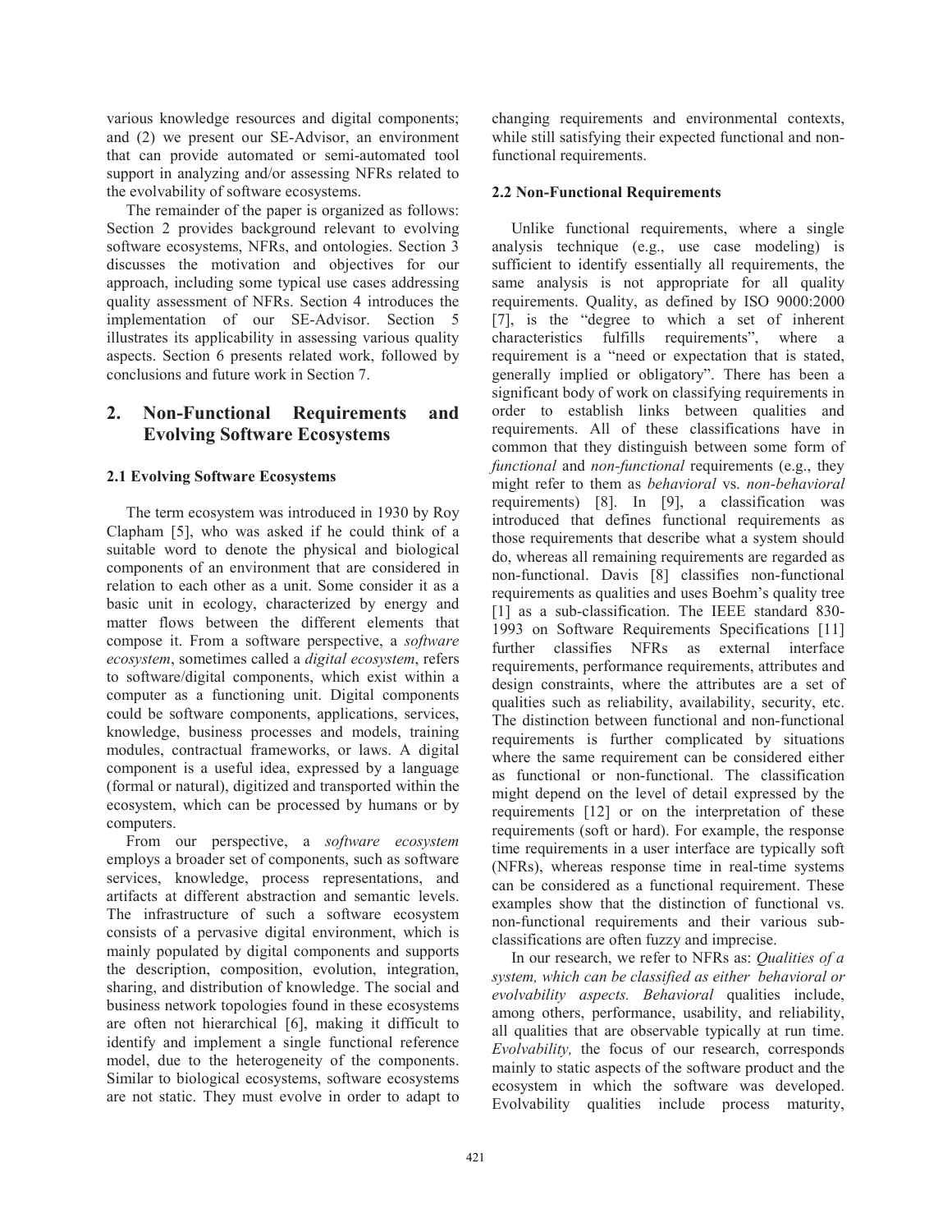various knowledge resources and digital components; and (2) we present our SE-Advisor, an environment that can provide automated or semi-automated tool support in analyzing and/or assessing NFRs related to the evolvability of software ecosystems.

The remainder of the paper is organized as follows: Section 2 provides background relevant to evolving software ecosystems, NFRs, and ontologies. Section 3 discusses the motivation and objectives for our approach, including some typical use cases addressing quality assessment of NFRs. Section 4 introduces the implementation of our SE-Advisor. Section 5 illustrates its applicability in assessing various quality aspects. Section 6 presents related work, followed by conclusions and future work in Section 7.

## 2. Non-Functional Requirements and Evolving Software Ecosystems

### 2.1 Evolving Software Ecosystems

The term ecosystem was introduced in 1930 by Roy Clapham [5], who was asked if he could think of a suitable word to denote the physical and biological components of an environment that are considered in relation to each other as a unit. Some consider it as a basic unit in ecology, characterized by energy and matter flows between the different elements that compose it. From a software perspective, a *software ecosystem*, sometimes called a *digital ecosystem*, refers to software/digital components, which exist within a computer as a functioning unit. Digital components could be software components, applications, services, knowledge, business processes and models, training modules, contractual frameworks, or laws. A digital component is a useful idea, expressed by a language (formal or natural), digitized and transported within the ecosystem, which can be processed by humans or by computers.

From our perspective, a *software ecosystem* employs a broader set of components, such as software services, knowledge, process representations, and artifacts at different abstraction and semantic levels. The infrastructure of such a software ecosystem consists of a pervasive digital environment, which is mainly populated by digital components and supports the description, composition, evolution, integration, sharing, and distribution of knowledge. The social and business network topologies found in these ecosystems are often not hierarchical [6], making it difficult to identify and implement a single functional reference model, due to the heterogeneity of the components. Similar to biological ecosystems, software ecosystems are not static. They must evolve in order to adapt to changing requirements and environmental contexts, while still satisfying their expected functional and non-functional requirements.

### 2.2 Non-Functional Requirements

Unlike functional requirements, where a single analysis technique (e.g., use case modeling) is sufficient to identify essentially all requirements, the same analysis is not appropriate for all quality requirements. Quality, as defined by ISO 9000:2000 [7], is the "degree to which a set of inherent characteristics fulfills requirements", where a requirement is a "need or expectation that is stated, generally implied or obligatory". There has been a significant body of work on classifying requirements in order to establish links between qualities and requirements. All of these classifications have in common that they distinguish between some form of *functional* and *non-functional* requirements (e.g., they might refer to them as *behavioral* vs. *non-behavioral* requirements) [8]. In [9], a classification was introduced that defines functional requirements as those requirements that describe what a system should do, whereas all remaining requirements are regarded as non-functional. Davis [8] classifies non-functional requirements as qualities and uses Boehm's quality tree [1] as a sub-classification. The IEEE standard 830-1993 on Software Requirements Specifications [11] further classifies NFRs as external interface requirements, performance requirements, attributes and design constraints, where the attributes are a set of qualities such as reliability, availability, security, etc. The distinction between functional and non-functional requirements is further complicated by situations where the same requirement can be considered either as functional or non-functional. The classification might depend on the level of detail expressed by the requirements [12] or on the interpretation of these requirements (soft or hard). For example, the response time requirements in a user interface are typically soft (NFRs), whereas response time in real-time systems can be considered as a functional requirement. These examples show that the distinction of functional vs. non-functional requirements and their various sub-classifications are often fuzzy and imprecise.

In our research, we refer to NFRs as: *Qualities of a system, which can be classified as either behavioral or evolvability aspects. Behavioral* qualities include, among others, performance, usability, and reliability, all qualities that are observable typically at run time. *Evolvability,* the focus of our research, corresponds mainly to static aspects of the software product and the ecosystem in which the software was developed. Evolvability qualities include process maturity,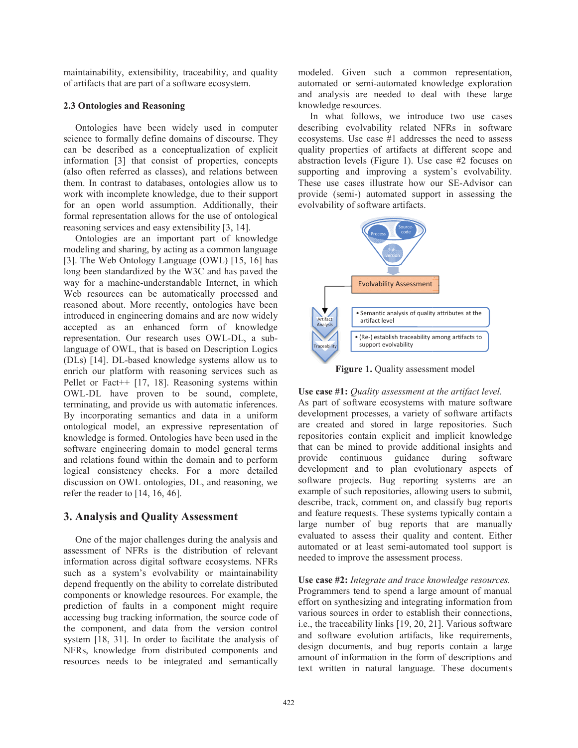maintainability, extensibility, traceability, and quality of artifacts that are part of a software ecosystem.

### 2.3 Ontologies and Reasoning

Ontologies have been widely used in computer science to formally define domains of discourse. They can be described as a conceptualization of explicit information [3] that consist of properties, concepts (also often referred as classes), and relations between them. In contrast to databases, ontologies allow us to work with incomplete knowledge, due to their support for an open world assumption. Additionally, their formal representation allows for the use of ontological reasoning services and easy extensibility [3, 14].

Ontologies are an important part of knowledge modeling and sharing, by acting as a common language [3]. The Web Ontology Language (OWL) [15, 16] has long been standardized by the W3C and has paved the way for a machine-understandable Internet, in which Web resources can be automatically processed and reasoned about. More recently, ontologies have been introduced in engineering domains and are now widely accepted as an enhanced form of knowledge representation. Our research uses OWL-DL, a sub-language of OWL, that is based on Description Logics (DLs) [14]. DL-based knowledge systems allow us to enrich our platform with reasoning services such as Pellet or Fact++ [17, 18]. Reasoning systems within OWL-DL have proven to be sound, complete, terminating, and provide us with automatic inferences. By incorporating semantics and data in a uniform ontological model, an expressive representation of knowledge is formed. Ontologies have been used in the software engineering domain to model general terms and relations found within the domain and to perform logical consistency checks. For a more detailed discussion on OWL ontologies, DL, and reasoning, we refer the reader to [14, 16, 46].

## 3. Analysis and Quality Assessment

One of the major challenges during the analysis and assessment of NFRs is the distribution of relevant information across digital software ecosystems. NFRs such as a system's evolvability or maintainability depend frequently on the ability to correlate distributed components or knowledge resources. For example, the prediction of faults in a component might require accessing bug tracking information, the source code of the component, and data from the version control system [18, 31]. In order to facilitate the analysis of NFRs, knowledge from distributed components and resources needs to be integrated and semantically modeled. Given such a common representation, automated or semi-automated knowledge exploration and analysis are needed to deal with these large knowledge resources.

In what follows, we introduce two use cases describing evolvability related NFRs in software ecosystems. Use case #1 addresses the need to assess quality properties of artifacts at different scope and abstraction levels (Figure 1). Use case #2 focuses on supporting and improving a system's evolvability. These use cases illustrate how our SE-Advisor can provide (semi-) automated support in assessing the evolvability of software artifacts.

**Figure 1.** Quality assessment model

**Use case #1:** *Quality assessment at the artifact level.* As part of software ecosystems with mature software development processes, a variety of software artifacts are created and stored in large repositories. Such repositories contain explicit and implicit knowledge that can be mined to provide additional insights and provide continuous guidance during software development and to plan evolutionary aspects of software projects. Bug reporting systems are an example of such repositories, allowing users to submit, describe, track, comment on, and classify bug reports and feature requests. These systems typically contain a large number of bug reports that are manually evaluated to assess their quality and content. Either automated or at least semi-automated tool support is needed to improve the assessment process.

**Use case #2:** *Integrate and trace knowledge resources.* Programmers tend to spend a large amount of manual effort on synthesizing and integrating information from various sources in order to establish their connections, i.e., the traceability links [19, 20, 21]. Various software and software evolution artifacts, like requirements, design documents, and bug reports contain a large amount of information in the form of descriptions and text written in natural language. These documents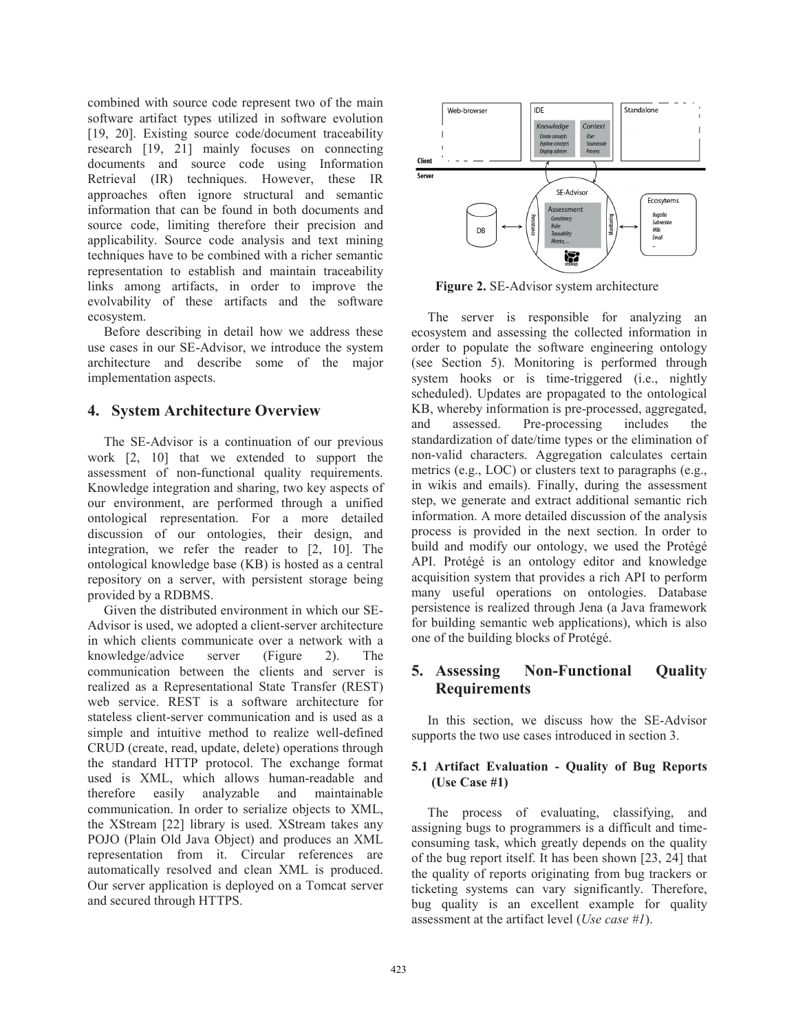combined with source code represent two of the main software artifact types utilized in software evolution [19, 20]. Existing source code/document traceability research [19, 21] mainly focuses on connecting documents and source code using Information Retrieval (IR) techniques. However, these IR approaches often ignore structural and semantic information that can be found in both documents and source code, limiting therefore their precision and applicability. Source code analysis and text mining techniques have to be combined with a richer semantic representation to establish and maintain traceability links among artifacts, in order to improve the evolvability of these artifacts and the software ecosystem.

Before describing in detail how we address these use cases in our SE-Advisor, we introduce the system architecture and describe some of the major implementation aspects.

## 4. System Architecture Overview

The SE-Advisor is a continuation of our previous work [2, 10] that we extended to support the assessment of non-functional quality requirements. Knowledge integration and sharing, two key aspects of our environment, are performed through a unified ontological representation. For a more detailed discussion of our ontologies, their design, and integration, we refer the reader to [2, 10]. The ontological knowledge base (KB) is hosted as a central repository on a server, with persistent storage being provided by a RDBMS.

Given the distributed environment in which our SE-Advisor is used, we adopted a client-server architecture in which clients communicate over a network with a knowledge/advice server (Figure 2). The communication between the clients and server is realized as a Representational State Transfer (REST) web service. REST is a software architecture for stateless client-server communication and is used as a simple and intuitive method to realize well-defined CRUD (create, read, update, delete) operations through the standard HTTP protocol. The exchange format used is XML, which allows human-readable and therefore easily analyzable and maintainable communication. In order to serialize objects to XML, the XStream [22] library is used. XStream takes any POJO (Plain Old Java Object) and produces an XML representation from it. Circular references are automatically resolved and clean XML is produced. Our server application is deployed on a Tomcat server and secured through HTTPS.

**Figure 2.** SE-Advisor system architecture

The server is responsible for analyzing an ecosystem and assessing the collected information in order to populate the software engineering ontology (see Section 5). Monitoring is performed through system hooks or is time-triggered (i.e., nightly scheduled). Updates are propagated to the ontological KB, whereby information is pre-processed, aggregated, and assessed. Pre-processing includes the standardization of date/time types or the elimination of non-valid characters. Aggregation calculates certain metrics (e.g., LOC) or clusters text to paragraphs (e.g., in wikis and emails). Finally, during the assessment step, we generate and extract additional semantic rich information. A more detailed discussion of the analysis process is provided in the next section. In order to build and modify our ontology, we used the Protégé API. Protégé is an ontology editor and knowledge acquisition system that provides a rich API to perform many useful operations on ontologies. Database persistence is realized through Jena (a Java framework for building semantic web applications), which is also one of the building blocks of Protégé.

## 5. Assessing Non-Functional Quality Requirements

In this section, we discuss how the SE-Advisor supports the two use cases introduced in section 3.

### 5.1 Artifact Evaluation - Quality of Bug Reports (Use Case #1)

The process of evaluating, classifying, and assigning bugs to programmers is a difficult and time-consuming task, which greatly depends on the quality of the bug report itself. It has been shown [23, 24] that the quality of reports originating from bug trackers or ticketing systems can vary significantly. Therefore, bug quality is an excellent example for quality assessment at the artifact level (*Use case #1*).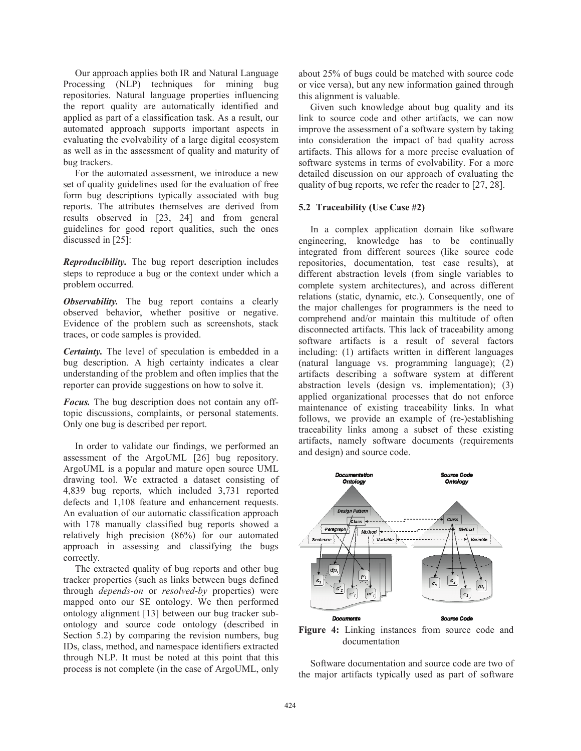Our approach applies both IR and Natural Language Processing (NLP) techniques for mining bug repositories. Natural language properties influencing the report quality are automatically identified and applied as part of a classification task. As a result, our automated approach supports important aspects in evaluating the evolvability of a large digital ecosystem as well as in the assessment of quality and maturity of bug trackers.

For the automated assessment, we introduce a new set of quality guidelines used for the evaluation of free form bug descriptions typically associated with bug reports. The attributes themselves are derived from results observed in [23, 24] and from general guidelines for good report qualities, such the ones discussed in [25]:

***Reproducibility.*** The bug report description includes steps to reproduce a bug or the context under which a problem occurred.

***Observability.*** The bug report contains a clearly observed behavior, whether positive or negative. Evidence of the problem such as screenshots, stack traces, or code samples is provided.

***Certainty.*** The level of speculation is embedded in a bug description. A high certainty indicates a clear understanding of the problem and often implies that the reporter can provide suggestions on how to solve it.

***Focus.*** The bug description does not contain any off-topic discussions, complaints, or personal statements. Only one bug is described per report.

In order to validate our findings, we performed an assessment of the ArgoUML [26] bug repository. ArgoUML is a popular and mature open source UML drawing tool. We extracted a dataset consisting of 4,839 bug reports, which included 3,731 reported defects and 1,108 feature and enhancement requests. An evaluation of our automatic classification approach with 178 manually classified bug reports showed a relatively high precision (86%) for our automated approach in assessing and classifying the bugs correctly.

The extracted quality of bug reports and other bug tracker properties (such as links between bugs defined through *depends-on* or *resolved-by* properties) were mapped onto our SE ontology. We then performed ontology alignment [13] between our bug tracker sub-ontology and source code ontology (described in Section 5.2) by comparing the revision numbers, bug IDs, class, method, and namespace identifiers extracted through NLP. It must be noted at this point that this process is not complete (in the case of ArgoUML, only about 25% of bugs could be matched with source code or vice versa), but any new information gained through this alignment is valuable.

Given such knowledge about bug quality and its link to source code and other artifacts, we can now improve the assessment of a software system by taking into consideration the impact of bad quality across artifacts. This allows for a more precise evaluation of software systems in terms of evolvability. For a more detailed discussion on our approach of evaluating the quality of bug reports, we refer the reader to [27, 28].

### 5.2 Traceability (Use Case #2)

In a complex application domain like software engineering, knowledge has to be continually integrated from different sources (like source code repositories, documentation, test case results), at different abstraction levels (from single variables to complete system architectures), and across different relations (static, dynamic, etc.). Consequently, one of the major challenges for programmers is the need to comprehend and/or maintain this multitude of often disconnected artifacts. This lack of traceability among software artifacts is a result of several factors including: (1) artifacts written in different languages (natural language vs. programming language); (2) artifacts describing a software system at different abstraction levels (design vs. implementation); (3) applied organizational processes that do not enforce maintenance of existing traceability links. In what follows, we provide an example of (re-)establishing traceability links among a subset of these existing artifacts, namely software documents (requirements and design) and source code.

**Figure 4:** Linking instances from source code and documentation

Software documentation and source code are two of the major artifacts typically used as part of software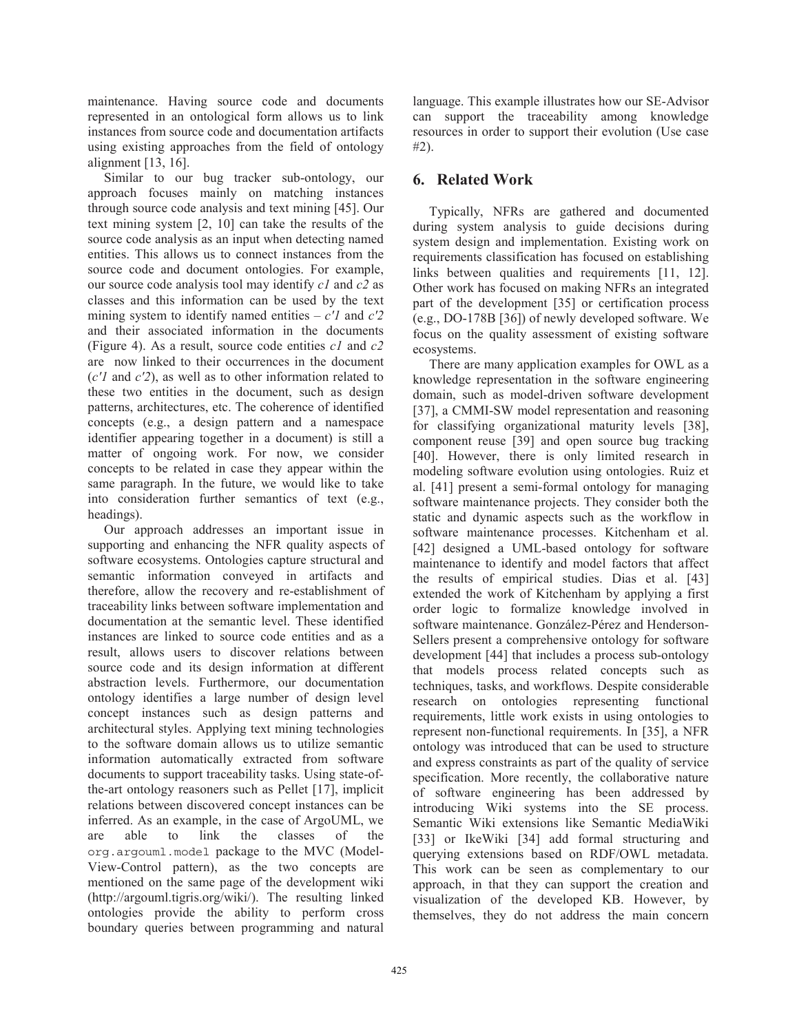maintenance. Having source code and documents represented in an ontological form allows us to link instances from source code and documentation artifacts using existing approaches from the field of ontology alignment [13, 16].

Similar to our bug tracker sub-ontology, our approach focuses mainly on matching instances through source code analysis and text mining [45]. Our text mining system [2, 10] can take the results of the source code analysis as an input when detecting named entities. This allows us to connect instances from the source code and document ontologies. For example, our source code analysis tool may identify *c1* and *c2* as classes and this information can be used by the text mining system to identify named entities – *c'1* and *c'2* and their associated information in the documents (Figure 4). As a result, source code entities *c1* and *c2* are now linked to their occurrences in the document (*c'1* and *c'2*), as well as to other information related to these two entities in the document, such as design patterns, architectures, etc. The coherence of identified concepts (e.g., a design pattern and a namespace identifier appearing together in a document) is still a matter of ongoing work. For now, we consider concepts to be related in case they appear within the same paragraph. In the future, we would like to take into consideration further semantics of text (e.g., headings).

Our approach addresses an important issue in supporting and enhancing the NFR quality aspects of software ecosystems. Ontologies capture structural and semantic information conveyed in artifacts and therefore, allow the recovery and re-establishment of traceability links between software implementation and documentation at the semantic level. These identified instances are linked to source code entities and as a result, allows users to discover relations between source code and its design information at different abstraction levels. Furthermore, our documentation ontology identifies a large number of design level concept instances such as design patterns and architectural styles. Applying text mining technologies to the software domain allows us to utilize semantic information automatically extracted from software documents to support traceability tasks. Using state-of-the-art ontology reasoners such as Pellet [17], implicit relations between discovered concept instances can be inferred. As an example, in the case of ArgoUML, we are able to link the classes of the `org.argouml.model` package to the MVC (Model-View-Control pattern), as the two concepts are mentioned on the same page of the development wiki (http://argouml.tigris.org/wiki/). The resulting linked ontologies provide the ability to perform cross boundary queries between programming and natural language. This example illustrates how our SE-Advisor can support the traceability among knowledge resources in order to support their evolution (Use case #2).

## 6. Related Work

Typically, NFRs are gathered and documented during system analysis to guide decisions during system design and implementation. Existing work on requirements classification has focused on establishing links between qualities and requirements [11, 12]. Other work has focused on making NFRs an integrated part of the development [35] or certification process (e.g., DO-178B [36]) of newly developed software. We focus on the quality assessment of existing software ecosystems.

There are many application examples for OWL as a knowledge representation in the software engineering domain, such as model-driven software development [37], a CMMI-SW model representation and reasoning for classifying organizational maturity levels [38], component reuse [39] and open source bug tracking [40]. However, there is only limited research in modeling software evolution using ontologies. Ruiz et al. [41] present a semi-formal ontology for managing software maintenance projects. They consider both the static and dynamic aspects such as the workflow in software maintenance processes. Kitchenham et al. [42] designed a UML-based ontology for software maintenance to identify and model factors that affect the results of empirical studies. Dias et al. [43] extended the work of Kitchenham by applying a first order logic to formalize knowledge involved in software maintenance. González-Pérez and Henderson-Sellers present a comprehensive ontology for software development [44] that includes a process sub-ontology that models process related concepts such as techniques, tasks, and workflows. Despite considerable research on ontologies representing functional requirements, little work exists in using ontologies to represent non-functional requirements. In [35], a NFR ontology was introduced that can be used to structure and express constraints as part of the quality of service specification. More recently, the collaborative nature of software engineering has been addressed by introducing Wiki systems into the SE process. Semantic Wiki extensions like Semantic MediaWiki [33] or IkeWiki [34] add formal structuring and querying extensions based on RDF/OWL metadata. This work can be seen as complementary to our approach, in that they can support the creation and visualization of the developed KB. However, by themselves, they do not address the main concern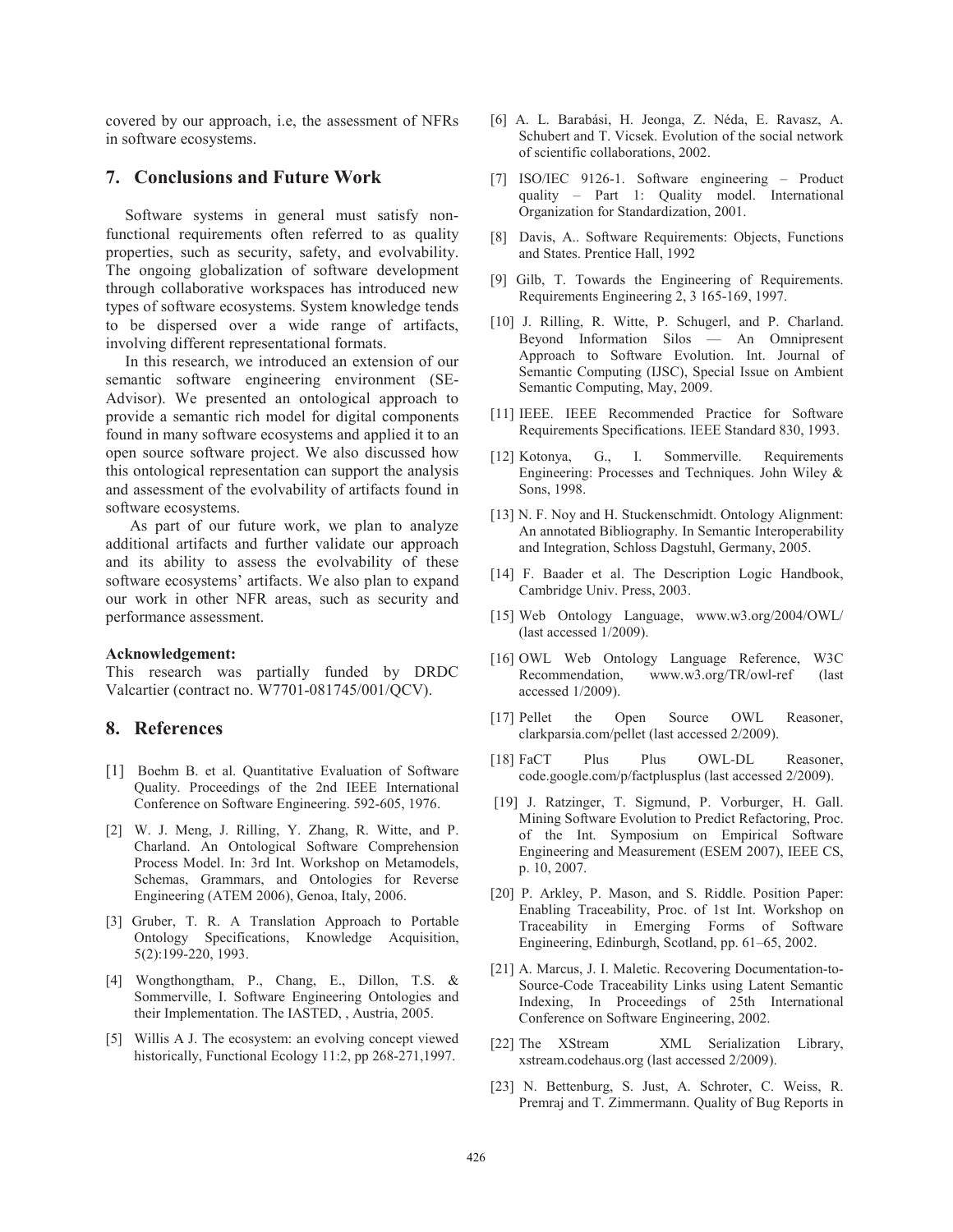covered by our approach, i.e, the assessment of NFRs in software ecosystems.

## 7. Conclusions and Future Work

Software systems in general must satisfy non-functional requirements often referred to as quality properties, such as security, safety, and evolvability. The ongoing globalization of software development through collaborative workspaces has introduced new types of software ecosystems. System knowledge tends to be dispersed over a wide range of artifacts, involving different representational formats.

In this research, we introduced an extension of our semantic software engineering environment (SE-Advisor). We presented an ontological approach to provide a semantic rich model for digital components found in many software ecosystems and applied it to an open source software project. We also discussed how this ontological representation can support the analysis and assessment of the evolvability of artifacts found in software ecosystems.

As part of our future work, we plan to analyze additional artifacts and further validate our approach and its ability to assess the evolvability of these software ecosystems' artifacts. We also plan to expand our work in other NFR areas, such as security and performance assessment.

**Acknowledgement:**
This research was partially funded by DRDC Valcartier (contract no. W7701-081745/001/QCV).

## 8. References

[1] Boehm B. et al. Quantitative Evaluation of Software Quality. Proceedings of the 2nd IEEE International Conference on Software Engineering. 592-605, 1976.

[2] W. J. Meng, J. Rilling, Y. Zhang, R. Witte, and P. Charland. An Ontological Software Comprehension Process Model. In: 3rd Int. Workshop on Metamodels, Schemas, Grammars, and Ontologies for Reverse Engineering (ATEM 2006), Genoa, Italy, 2006.

[3] Gruber, T. R. A Translation Approach to Portable Ontology Specifications, Knowledge Acquisition, 5(2):199-220, 1993.

[4] Wongthongtham, P., Chang, E., Dillon, T.S. & Sommerville, I. Software Engineering Ontologies and their Implementation. The IASTED, , Austria, 2005.

[5] Willis A J. The ecosystem: an evolving concept viewed historically, Functional Ecology 11:2, pp 268-271,1997.

[6] A. L. Barabási, H. Jeonga, Z. Néda, E. Ravasz, A. Schubert and T. Vicsek. Evolution of the social network of scientific collaborations, 2002.

[7] ISO/IEC 9126-1. Software engineering – Product quality – Part 1: Quality model. International Organization for Standardization, 2001.

[8] Davis, A.. Software Requirements: Objects, Functions and States. Prentice Hall, 1992

[9] Gilb, T. Towards the Engineering of Requirements. Requirements Engineering 2, 3 165-169, 1997.

[10] J. Rilling, R. Witte, P. Schugerl, and P. Charland. Beyond Information Silos — An Omnipresent Approach to Software Evolution. Int. Journal of Semantic Computing (IJSC), Special Issue on Ambient Semantic Computing, May, 2009.

[11] IEEE. IEEE Recommended Practice for Software Requirements Specifications. IEEE Standard 830, 1993.

[12] Kotonya, G., I. Sommerville. Requirements Engineering: Processes and Techniques. John Wiley & Sons, 1998.

[13] N. F. Noy and H. Stuckenschmidt. Ontology Alignment: An annotated Bibliography. In Semantic Interoperability and Integration, Schloss Dagstuhl, Germany, 2005.

[14] F. Baader et al. The Description Logic Handbook, Cambridge Univ. Press, 2003.

[15] Web Ontology Language, www.w3.org/2004/OWL/ (last accessed 1/2009).

[16] OWL Web Ontology Language Reference, W3C Recommendation, www.w3.org/TR/owl-ref (last accessed 1/2009).

[17] Pellet the Open Source OWL Reasoner, clarkparsia.com/pellet (last accessed 2/2009).

[18] FaCT Plus Plus OWL-DL Reasoner, code.google.com/p/factplusplus (last accessed 2/2009).

[19] J. Ratzinger, T. Sigmund, P. Vorburger, H. Gall. Mining Software Evolution to Predict Refactoring, Proc. of the Int. Symposium on Empirical Software Engineering and Measurement (ESEM 2007), IEEE CS, p. 10, 2007.

[20] P. Arkley, P. Mason, and S. Riddle. Position Paper: Enabling Traceability, Proc. of 1st Int. Workshop on Traceability in Emerging Forms of Software Engineering, Edinburgh, Scotland, pp. 61–65, 2002.

[21] A. Marcus, J. I. Maletic. Recovering Documentation-to-Source-Code Traceability Links using Latent Semantic Indexing, In Proceedings of 25th International Conference on Software Engineering, 2002.

[22] The XStream XML Serialization Library, xstream.codehaus.org (last accessed 2/2009).

[23] N. Bettenburg, S. Just, A. Schroter, C. Weiss, R. Premraj and T. Zimmermann. Quality of Bug Reports in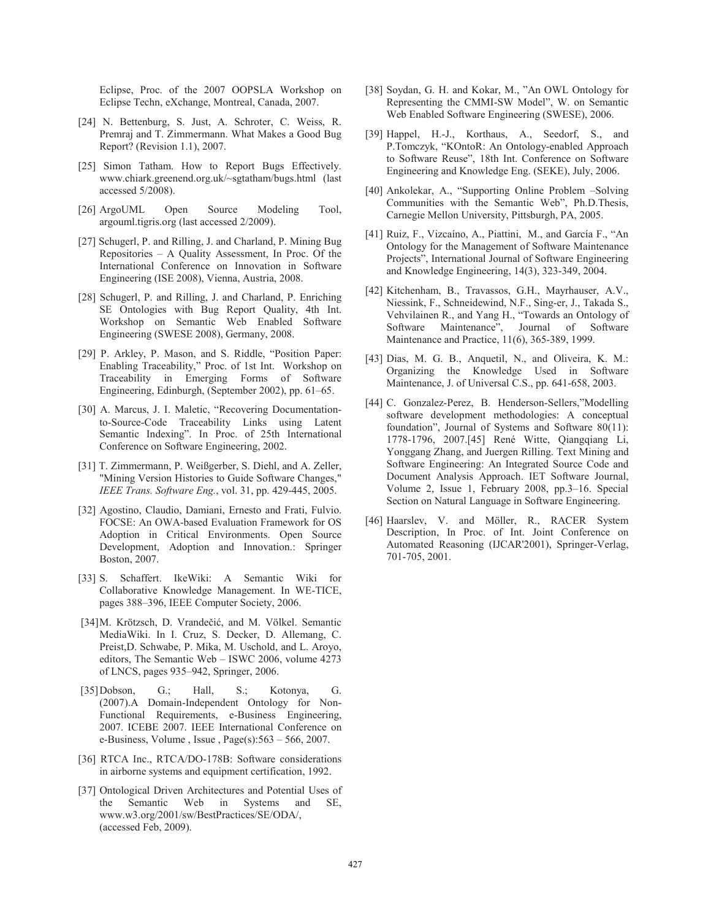Eclipse, Proc. of the 2007 OOPSLA Workshop on Eclipse Techn, eXchange, Montreal, Canada, 2007.

[24] N. Bettenburg, S. Just, A. Schroter, C. Weiss, R. Premraj and T. Zimmermann. What Makes a Good Bug Report? (Revision 1.1), 2007.

[25] Simon Tatham. How to Report Bugs Effectively. www.chiark.greenend.org.uk/~sgtatham/bugs.html (last accessed 5/2008).

[26] ArgoUML Open Source Modeling Tool, argouml.tigris.org (last accessed 2/2009).

[27] Schugerl, P. and Rilling, J. and Charland, P. Mining Bug Repositories – A Quality Assessment, In Proc. Of the International Conference on Innovation in Software Engineering (ISE 2008), Vienna, Austria, 2008.

[28] Schugerl, P. and Rilling, J. and Charland, P. Enriching SE Ontologies with Bug Report Quality, 4th Int. Workshop on Semantic Web Enabled Software Engineering (SWESE 2008), Germany, 2008.

[29] P. Arkley, P. Mason, and S. Riddle, "Position Paper: Enabling Traceability," Proc. of 1st Int. Workshop on Traceability in Emerging Forms of Software Engineering, Edinburgh, (September 2002), pp. 61–65.

[30] A. Marcus, J. I. Maletic, "Recovering Documentation-to-Source-Code Traceability Links using Latent Semantic Indexing". In Proc. of 25th International Conference on Software Engineering, 2002.

[31] T. Zimmermann, P. Weißgerber, S. Diehl, and A. Zeller, "Mining Version Histories to Guide Software Changes," *IEEE Trans. Software Eng.*, vol. 31, pp. 429-445, 2005.

[32] Agostino, Claudio, Damiani, Ernesto and Frati, Fulvio. FOCSE: An OWA-based Evaluation Framework for OS Adoption in Critical Environments. Open Source Development, Adoption and Innovation.: Springer Boston, 2007.

[33] S. Schaffert. IkeWiki: A Semantic Wiki for Collaborative Knowledge Management. In WE-TICE, pages 388–396, IEEE Computer Society, 2006.

[34] M. Krötzsch, D. Vrandečić, and M. Völkel. Semantic MediaWiki. In I. Cruz, S. Decker, D. Allemang, C. Preist, D. Schwabe, P. Mika, M. Uschold, and L. Aroyo, editors, The Semantic Web – ISWC 2006, volume 4273 of LNCS, pages 935–942, Springer, 2006.

[35] Dobson, G.; Hall, S.; Kotonya, G. (2007).A Domain-Independent Ontology for Non-Functional Requirements, e-Business Engineering, 2007. ICEBE 2007. IEEE International Conference on e-Business, Volume , Issue , Page(s):563 – 566, 2007.

[36] RTCA Inc., RTCA/DO-178B: Software considerations in airborne systems and equipment certification, 1992.

[37] Ontological Driven Architectures and Potential Uses of the Semantic Web in Systems and SE, www.w3.org/2001/sw/BestPractices/SE/ODA/, (accessed Feb, 2009).

[38] Soydan, G. H. and Kokar, M., "An OWL Ontology for Representing the CMMI-SW Model", W. on Semantic Web Enabled Software Engineering (SWESE), 2006.

[39] Happel, H.-J., Korthaus, A., Seedorf, S., and P.Tomczyk, "KOntoR: An Ontology-enabled Approach to Software Reuse", 18th Int. Conference on Software Engineering and Knowledge Eng. (SEKE), July, 2006.

[40] Ankolekar, A., "Supporting Online Problem –Solving Communities with the Semantic Web", Ph.D.Thesis, Carnegie Mellon University, Pittsburgh, PA, 2005.

[41] Ruiz, F., Vizcaíno, A., Piattini, M., and García F., "An Ontology for the Management of Software Maintenance Projects", International Journal of Software Engineering and Knowledge Engineering, 14(3), 323-349, 2004.

[42] Kitchenham, B., Travassos, G.H., Mayrhauser, A.V., Niessink, F., Schneidewind, N.F., Sing-er, J., Takada S., Vehvilainen R., and Yang H., "Towards an Ontology of Software Maintenance", Journal of Software Maintenance and Practice, 11(6), 365-389, 1999.

[43] Dias, M. G. B., Anquetil, N., and Oliveira, K. M.: Organizing the Knowledge Used in Software Maintenance, J. of Universal C.S., pp. 641-658, 2003.

[44] C. Gonzalez-Perez, B. Henderson-Sellers,"Modelling software development methodologies: A conceptual foundation", Journal of Systems and Software 80(11): 1778-1796, 2007.[45] René Witte, Qiangqiang Li, Yonggang Zhang, and Juergen Rilling. Text Mining and Software Engineering: An Integrated Source Code and Document Analysis Approach. IET Software Journal, Volume 2, Issue 1, February 2008, pp.3–16. Special Section on Natural Language in Software Engineering.

[46] Haarslev, V. and Möller, R., RACER System Description, In Proc. of Int. Joint Conference on Automated Reasoning (IJCAR'2001), Springer-Verlag, 701-705, 2001.